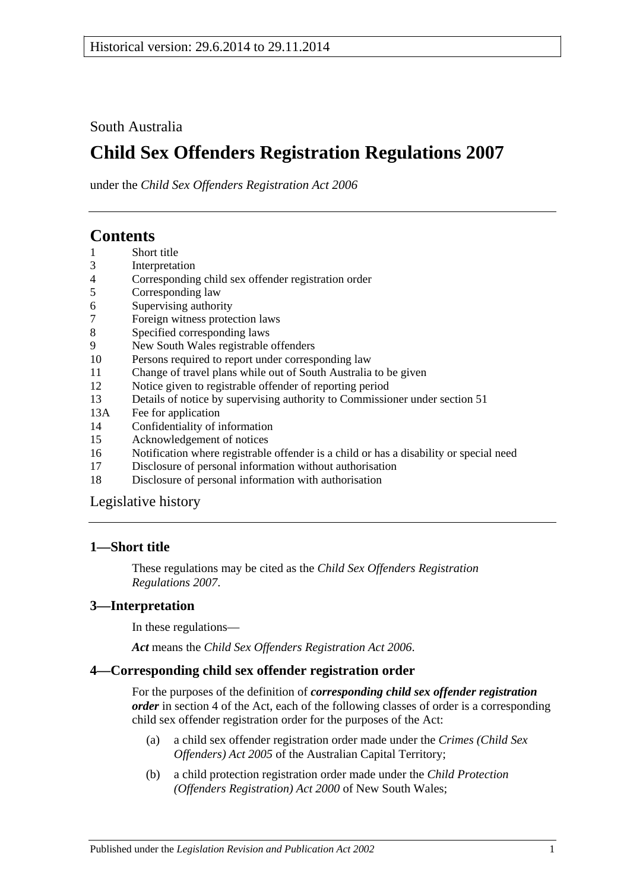Historical version: 29.6.2014 to 29.11.2014

South Australia

# Child Sex Offenders Registration Regulations 2007

under the *Child Sex Offenders Registration Act 2006*

## Contents

1 Short title
3 Interpretation
4 Corresponding child sex offender registration order
5 Corresponding law
6 Supervising authority
7 Foreign witness protection laws
8 Specified corresponding laws
9 New South Wales registrable offenders
10 Persons required to report under corresponding law
11 Change of travel plans while out of South Australia to be given
12 Notice given to registrable offender of reporting period
13 Details of notice by supervising authority to Commissioner under section 51
13A Fee for application
14 Confidentiality of information
15 Acknowledgement of notices
16 Notification where registrable offender is a child or has a disability or special need
17 Disclosure of personal information without authorisation
18 Disclosure of personal information with authorisation

Legislative history

### 1—Short title

These regulations may be cited as the *Child Sex Offenders Registration Regulations 2007*.

### 3—Interpretation

In these regulations—

***Act*** means the *Child Sex Offenders Registration Act 2006*.

### 4—Corresponding child sex offender registration order

For the purposes of the definition of ***corresponding child sex offender registration order*** in section 4 of the Act, each of the following classes of order is a corresponding child sex offender registration order for the purposes of the Act:

(a) a child sex offender registration order made under the *Crimes (Child Sex Offenders) Act 2005* of the Australian Capital Territory;

(b) a child protection registration order made under the *Child Protection (Offenders Registration) Act 2000* of New South Wales;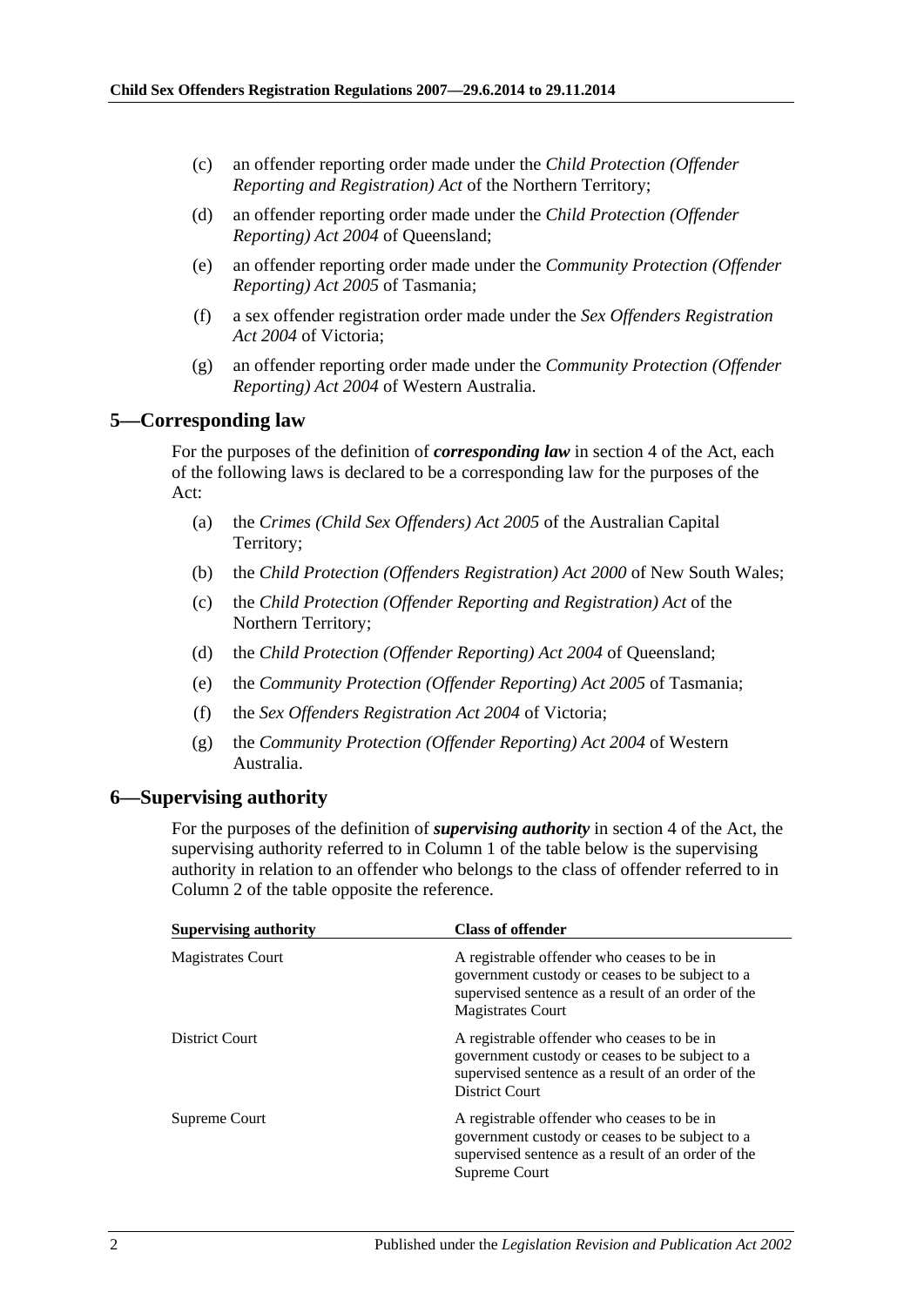(c) an offender reporting order made under the *Child Protection (Offender Reporting and Registration) Act* of the Northern Territory;

(d) an offender reporting order made under the *Child Protection (Offender Reporting) Act 2004* of Queensland;

(e) an offender reporting order made under the *Community Protection (Offender Reporting) Act 2005* of Tasmania;

(f) a sex offender registration order made under the *Sex Offenders Registration Act 2004* of Victoria;

(g) an offender reporting order made under the *Community Protection (Offender Reporting) Act 2004* of Western Australia.

## 5—Corresponding law

For the purposes of the definition of ***corresponding law*** in section 4 of the Act, each of the following laws is declared to be a corresponding law for the purposes of the Act:

(a) the *Crimes (Child Sex Offenders) Act 2005* of the Australian Capital Territory;

(b) the *Child Protection (Offenders Registration) Act 2000* of New South Wales;

(c) the *Child Protection (Offender Reporting and Registration) Act* of the Northern Territory;

(d) the *Child Protection (Offender Reporting) Act 2004* of Queensland;

(e) the *Community Protection (Offender Reporting) Act 2005* of Tasmania;

(f) the *Sex Offenders Registration Act 2004* of Victoria;

(g) the *Community Protection (Offender Reporting) Act 2004* of Western Australia.

## 6—Supervising authority

For the purposes of the definition of ***supervising authority*** in section 4 of the Act, the supervising authority referred to in Column 1 of the table below is the supervising authority in relation to an offender who belongs to the class of offender referred to in Column 2 of the table opposite the reference.

| Supervising authority | Class of offender |
|---|---|
| Magistrates Court | A registrable offender who ceases to be in government custody or ceases to be subject to a supervised sentence as a result of an order of the Magistrates Court |
| District Court | A registrable offender who ceases to be in government custody or ceases to be subject to a supervised sentence as a result of an order of the District Court |
| Supreme Court | A registrable offender who ceases to be in government custody or ceases to be subject to a supervised sentence as a result of an order of the Supreme Court |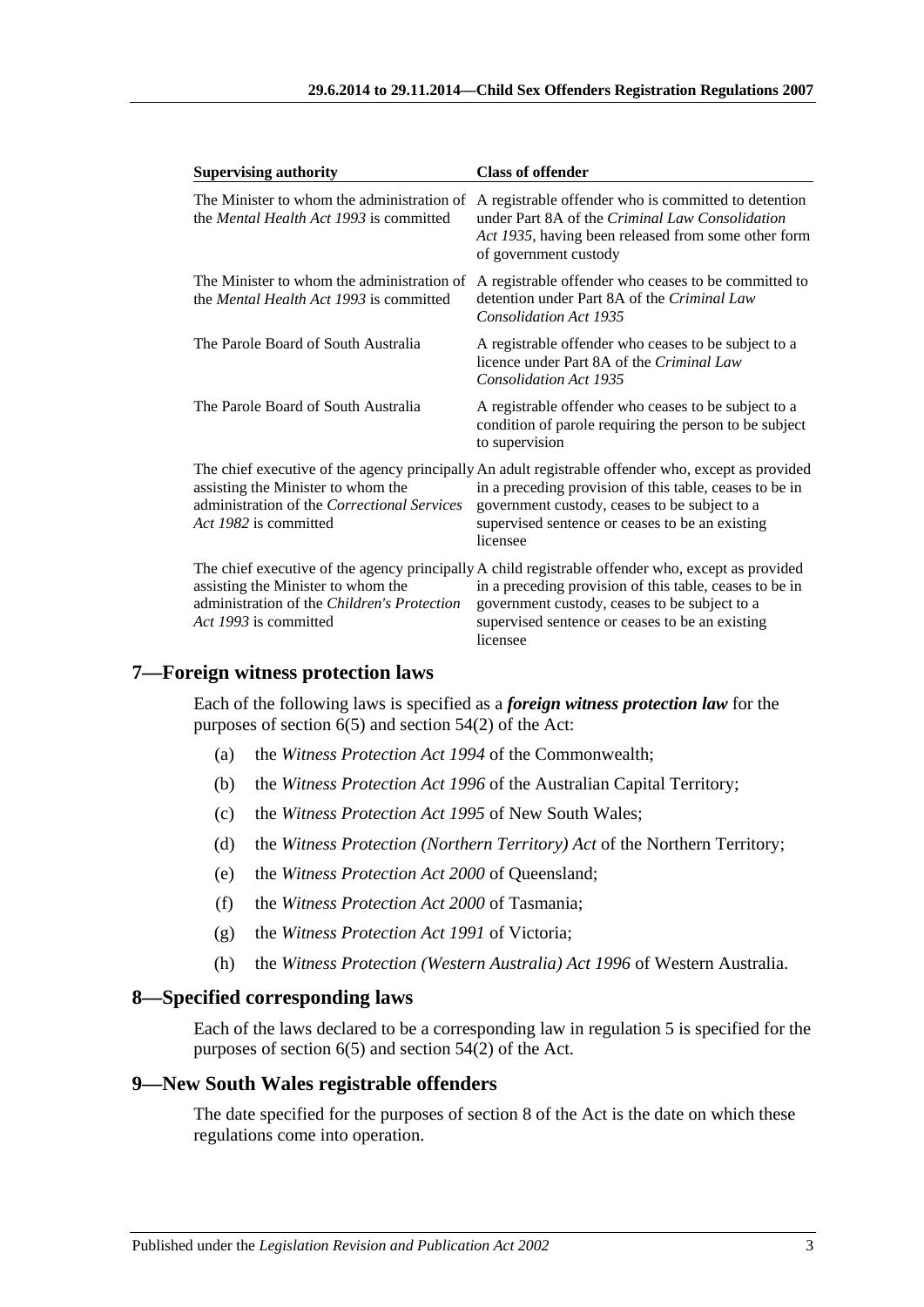| Supervising authority | Class of offender |
|---|---|
| The Minister to whom the administration of the *Mental Health Act 1993* is committed | A registrable offender who is committed to detention under Part 8A of the *Criminal Law Consolidation Act 1935*, having been released from some other form of government custody |
| The Minister to whom the administration of the *Mental Health Act 1993* is committed | A registrable offender who ceases to be committed to detention under Part 8A of the *Criminal Law Consolidation Act 1935* |
| The Parole Board of South Australia | A registrable offender who ceases to be subject to a licence under Part 8A of the *Criminal Law Consolidation Act 1935* |
| The Parole Board of South Australia | A registrable offender who ceases to be subject to a condition of parole requiring the person to be subject to supervision |
| The chief executive of the agency principally assisting the Minister to whom the administration of the *Correctional Services Act 1982* is committed | An adult registrable offender who, except as provided in a preceding provision of this table, ceases to be in government custody, ceases to be subject to a supervised sentence or ceases to be an existing licensee |
| The chief executive of the agency principally assisting the Minister to whom the administration of the *Children's Protection Act 1993* is committed | A child registrable offender who, except as provided in a preceding provision of this table, ceases to be in government custody, ceases to be subject to a supervised sentence or ceases to be an existing licensee |

## 7—Foreign witness protection laws

Each of the following laws is specified as a ***foreign witness protection law*** for the purposes of section 6(5) and section 54(2) of the Act:

(a) the *Witness Protection Act 1994* of the Commonwealth;

(b) the *Witness Protection Act 1996* of the Australian Capital Territory;

(c) the *Witness Protection Act 1995* of New South Wales;

(d) the *Witness Protection (Northern Territory) Act* of the Northern Territory;

(e) the *Witness Protection Act 2000* of Queensland;

(f) the *Witness Protection Act 2000* of Tasmania;

(g) the *Witness Protection Act 1991* of Victoria;

(h) the *Witness Protection (Western Australia) Act 1996* of Western Australia.

## 8—Specified corresponding laws

Each of the laws declared to be a corresponding law in regulation 5 is specified for the purposes of section 6(5) and section 54(2) of the Act.

## 9—New South Wales registrable offenders

The date specified for the purposes of section 8 of the Act is the date on which these regulations come into operation.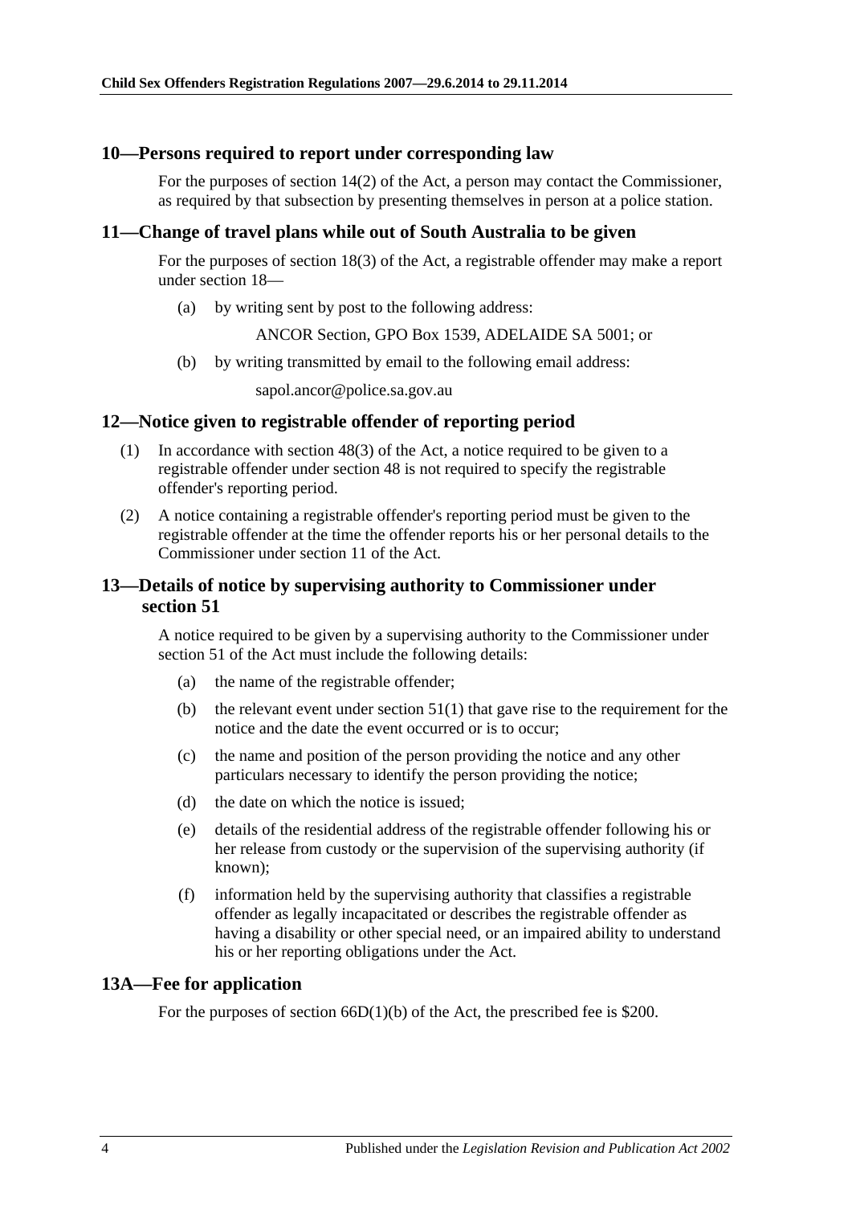## 10—Persons required to report under corresponding law

For the purposes of section 14(2) of the Act, a person may contact the Commissioner, as required by that subsection by presenting themselves in person at a police station.

## 11—Change of travel plans while out of South Australia to be given

For the purposes of section 18(3) of the Act, a registrable offender may make a report under section 18—

(a) by writing sent by post to the following address:

ANCOR Section, GPO Box 1539, ADELAIDE SA 5001; or

(b) by writing transmitted by email to the following email address:

sapol.ancor@police.sa.gov.au

## 12—Notice given to registrable offender of reporting period

(1) In accordance with section 48(3) of the Act, a notice required to be given to a registrable offender under section 48 is not required to specify the registrable offender's reporting period.

(2) A notice containing a registrable offender's reporting period must be given to the registrable offender at the time the offender reports his or her personal details to the Commissioner under section 11 of the Act.

## 13—Details of notice by supervising authority to Commissioner under section 51

A notice required to be given by a supervising authority to the Commissioner under section 51 of the Act must include the following details:

(a) the name of the registrable offender;

(b) the relevant event under section 51(1) that gave rise to the requirement for the notice and the date the event occurred or is to occur;

(c) the name and position of the person providing the notice and any other particulars necessary to identify the person providing the notice;

(d) the date on which the notice is issued;

(e) details of the residential address of the registrable offender following his or her release from custody or the supervision of the supervising authority (if known);

(f) information held by the supervising authority that classifies a registrable offender as legally incapacitated or describes the registrable offender as having a disability or other special need, or an impaired ability to understand his or her reporting obligations under the Act.

## 13A—Fee for application

For the purposes of section 66D(1)(b) of the Act, the prescribed fee is $200.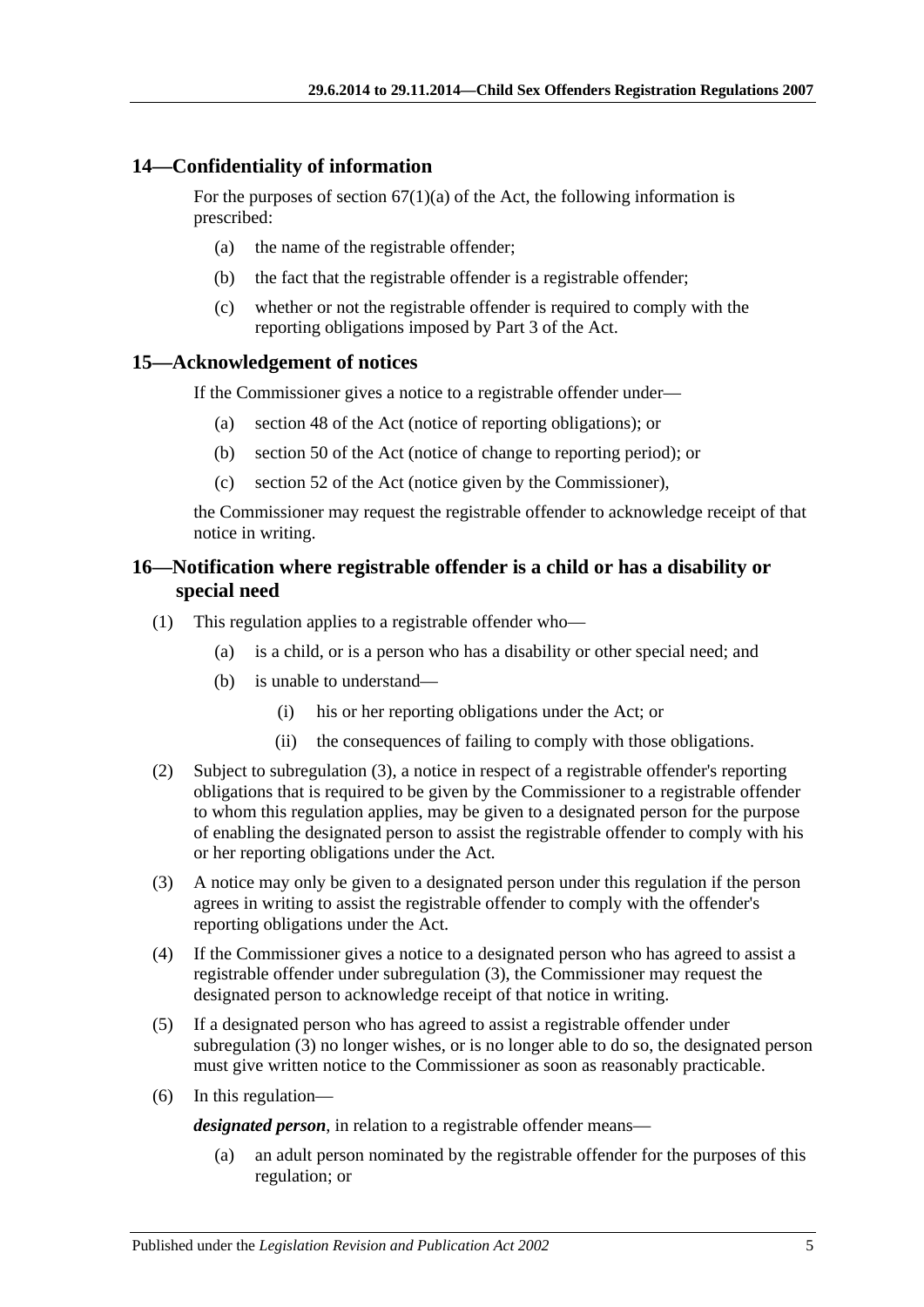## 14—Confidentiality of information

For the purposes of section 67(1)(a) of the Act, the following information is prescribed:

(a) the name of the registrable offender;

(b) the fact that the registrable offender is a registrable offender;

(c) whether or not the registrable offender is required to comply with the reporting obligations imposed by Part 3 of the Act.

## 15—Acknowledgement of notices

If the Commissioner gives a notice to a registrable offender under—

(a) section 48 of the Act (notice of reporting obligations); or

(b) section 50 of the Act (notice of change to reporting period); or

(c) section 52 of the Act (notice given by the Commissioner),

the Commissioner may request the registrable offender to acknowledge receipt of that notice in writing.

## 16—Notification where registrable offender is a child or has a disability or special need

(1) This regulation applies to a registrable offender who—

(a) is a child, or is a person who has a disability or other special need; and

(b) is unable to understand—

(i) his or her reporting obligations under the Act; or

(ii) the consequences of failing to comply with those obligations.

(2) Subject to subregulation (3), a notice in respect of a registrable offender's reporting obligations that is required to be given by the Commissioner to a registrable offender to whom this regulation applies, may be given to a designated person for the purpose of enabling the designated person to assist the registrable offender to comply with his or her reporting obligations under the Act.

(3) A notice may only be given to a designated person under this regulation if the person agrees in writing to assist the registrable offender to comply with the offender's reporting obligations under the Act.

(4) If the Commissioner gives a notice to a designated person who has agreed to assist a registrable offender under subregulation (3), the Commissioner may request the designated person to acknowledge receipt of that notice in writing.

(5) If a designated person who has agreed to assist a registrable offender under subregulation (3) no longer wishes, or is no longer able to do so, the designated person must give written notice to the Commissioner as soon as reasonably practicable.

(6) In this regulation—

***designated person***, in relation to a registrable offender means—

(a) an adult person nominated by the registrable offender for the purposes of this regulation; or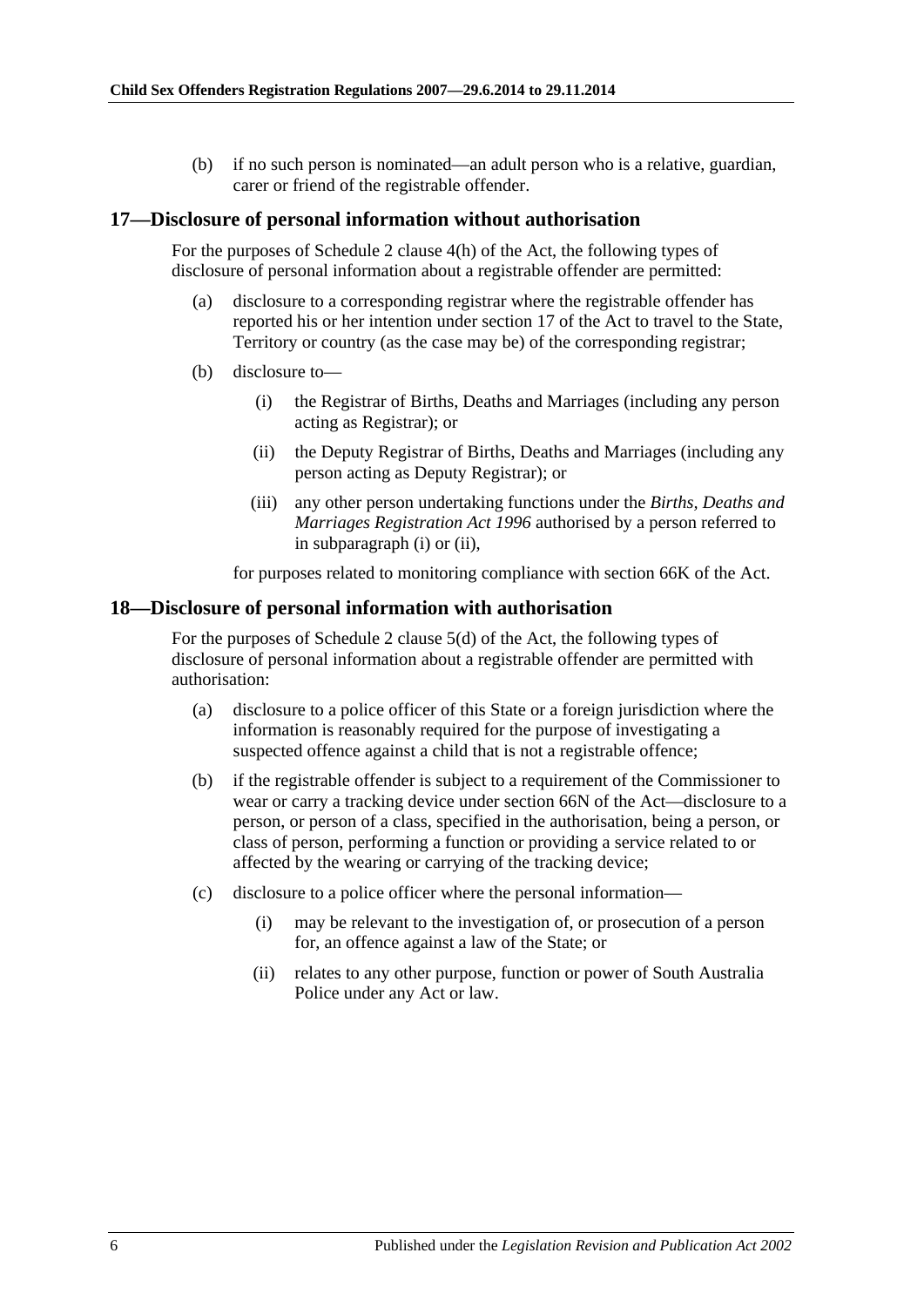(b) if no such person is nominated—an adult person who is a relative, guardian, carer or friend of the registrable offender.

## 17—Disclosure of personal information without authorisation

For the purposes of Schedule 2 clause 4(h) of the Act, the following types of disclosure of personal information about a registrable offender are permitted:

(a) disclosure to a corresponding registrar where the registrable offender has reported his or her intention under section 17 of the Act to travel to the State, Territory or country (as the case may be) of the corresponding registrar;

(b) disclosure to—

(i) the Registrar of Births, Deaths and Marriages (including any person acting as Registrar); or

(ii) the Deputy Registrar of Births, Deaths and Marriages (including any person acting as Deputy Registrar); or

(iii) any other person undertaking functions under the *Births, Deaths and Marriages Registration Act 1996* authorised by a person referred to in subparagraph (i) or (ii),

for purposes related to monitoring compliance with section 66K of the Act.

## 18—Disclosure of personal information with authorisation

For the purposes of Schedule 2 clause 5(d) of the Act, the following types of disclosure of personal information about a registrable offender are permitted with authorisation:

(a) disclosure to a police officer of this State or a foreign jurisdiction where the information is reasonably required for the purpose of investigating a suspected offence against a child that is not a registrable offence;

(b) if the registrable offender is subject to a requirement of the Commissioner to wear or carry a tracking device under section 66N of the Act—disclosure to a person, or person of a class, specified in the authorisation, being a person, or class of person, performing a function or providing a service related to or affected by the wearing or carrying of the tracking device;

(c) disclosure to a police officer where the personal information—

(i) may be relevant to the investigation of, or prosecution of a person for, an offence against a law of the State; or

(ii) relates to any other purpose, function or power of South Australia Police under any Act or law.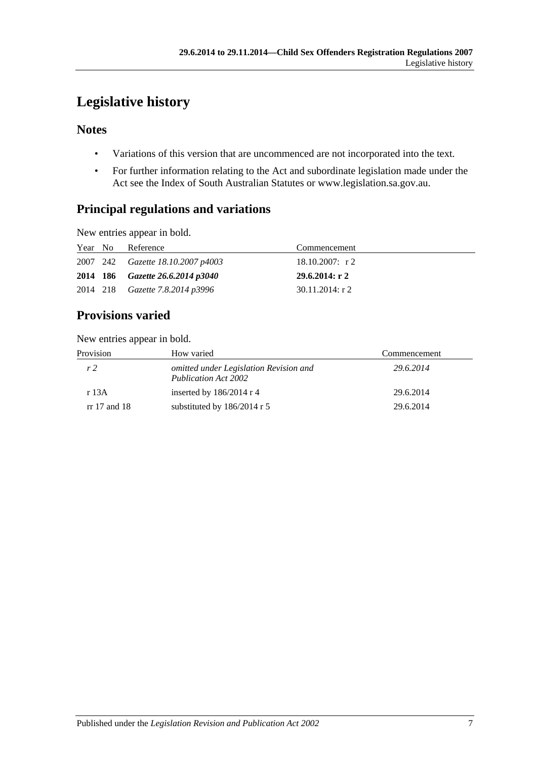# Legislative history

## Notes

- Variations of this version that are uncommenced are not incorporated into the text.
- For further information relating to the Act and subordinate legislation made under the Act see the Index of South Australian Statutes or www.legislation.sa.gov.au.

## Principal regulations and variations

New entries appear in bold.

| Year | No | Reference | Commencement |
|---|---|---|---|
| 2007 | 242 | *Gazette 18.10.2007 p4003* | 18.10.2007: r 2 |
| **2014** | **186** | ***Gazette 26.6.2014 p3040*** | **29.6.2014: r 2** |
| 2014 | 218 | *Gazette 7.8.2014 p3996* | 30.11.2014: r 2 |

## Provisions varied

New entries appear in bold.

| Provision | How varied | Commencement |
|---|---|---|
| *r 2* | *omitted under Legislation Revision and Publication Act 2002* | *29.6.2014* |
| r 13A | inserted by 186/2014 r 4 | 29.6.2014 |
| rr 17 and 18 | substituted by 186/2014 r 5 | 29.6.2014 |